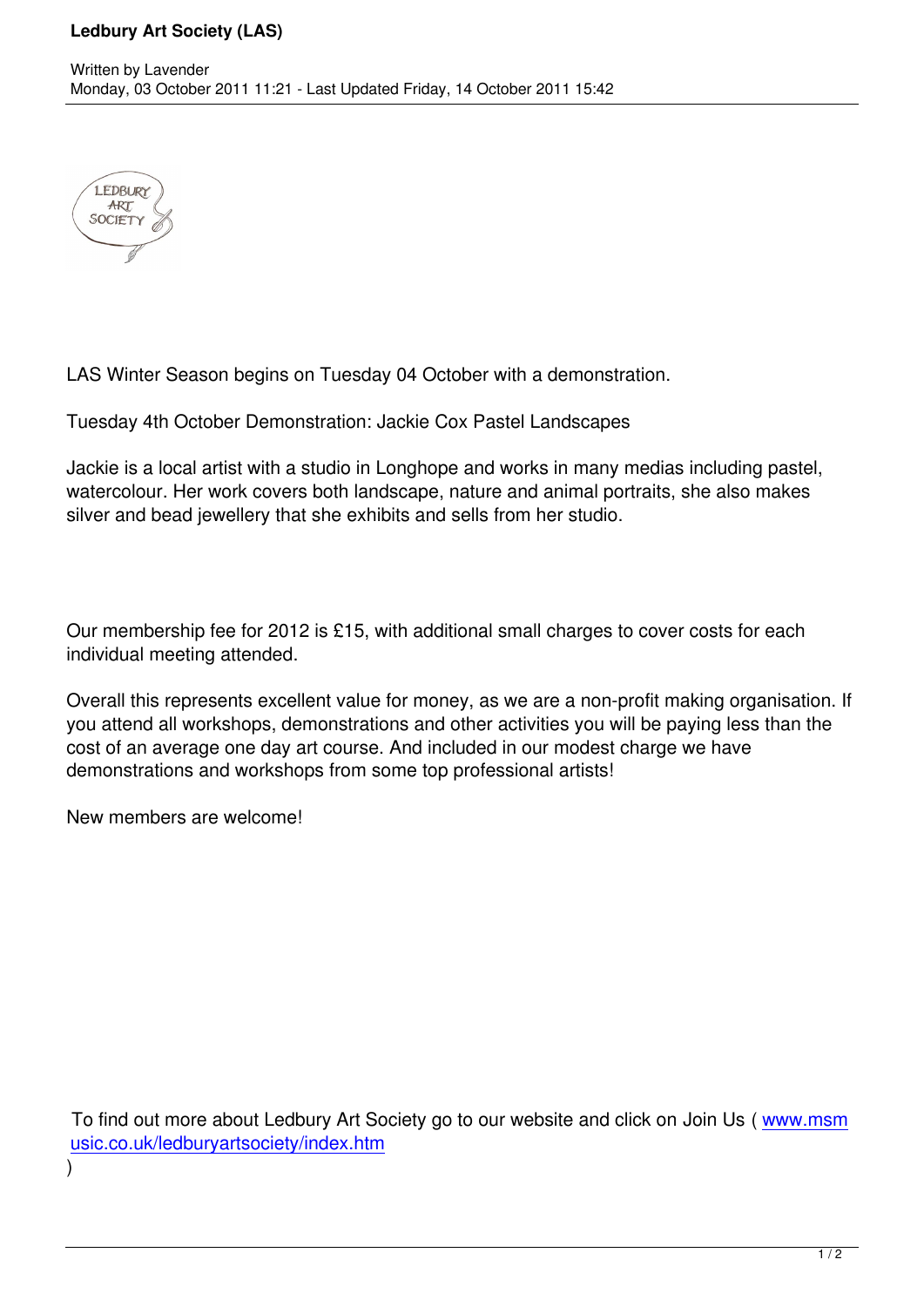# Ledbury Art Society (LAS)

Written by Lavender
Monday, 03 October 2011 11:21 - Last Updated Friday, 14 October 2011 15:42

LAS Winter Season begins on Tuesday 04 October with a demonstration.

Tuesday 4th October Demonstration: Jackie Cox Pastel Landscapes

Jackie is a local artist with a studio in Longhope and works in many medias including pastel, watercolour. Her work covers both landscape, nature and animal portraits, she also makes silver and bead jewellery that she exhibits and sells from her studio.

Our membership fee for 2012 is £15, with additional small charges to cover costs for each individual meeting attended.

Overall this represents excellent value for money, as we are a non-profit making organisation. If you attend all workshops, demonstrations and other activities you will be paying less than the cost of an average one day art course. And included in our modest charge we have demonstrations and workshops from some top professional artists!

New members are welcome!

To find out more about Ledbury Art Society go to our website and click on Join Us ( [www.msmusic.co.uk/ledburyartsociety/index.htm](http://www.msmusic.co.uk/ledburyartsociety/index.htm) )